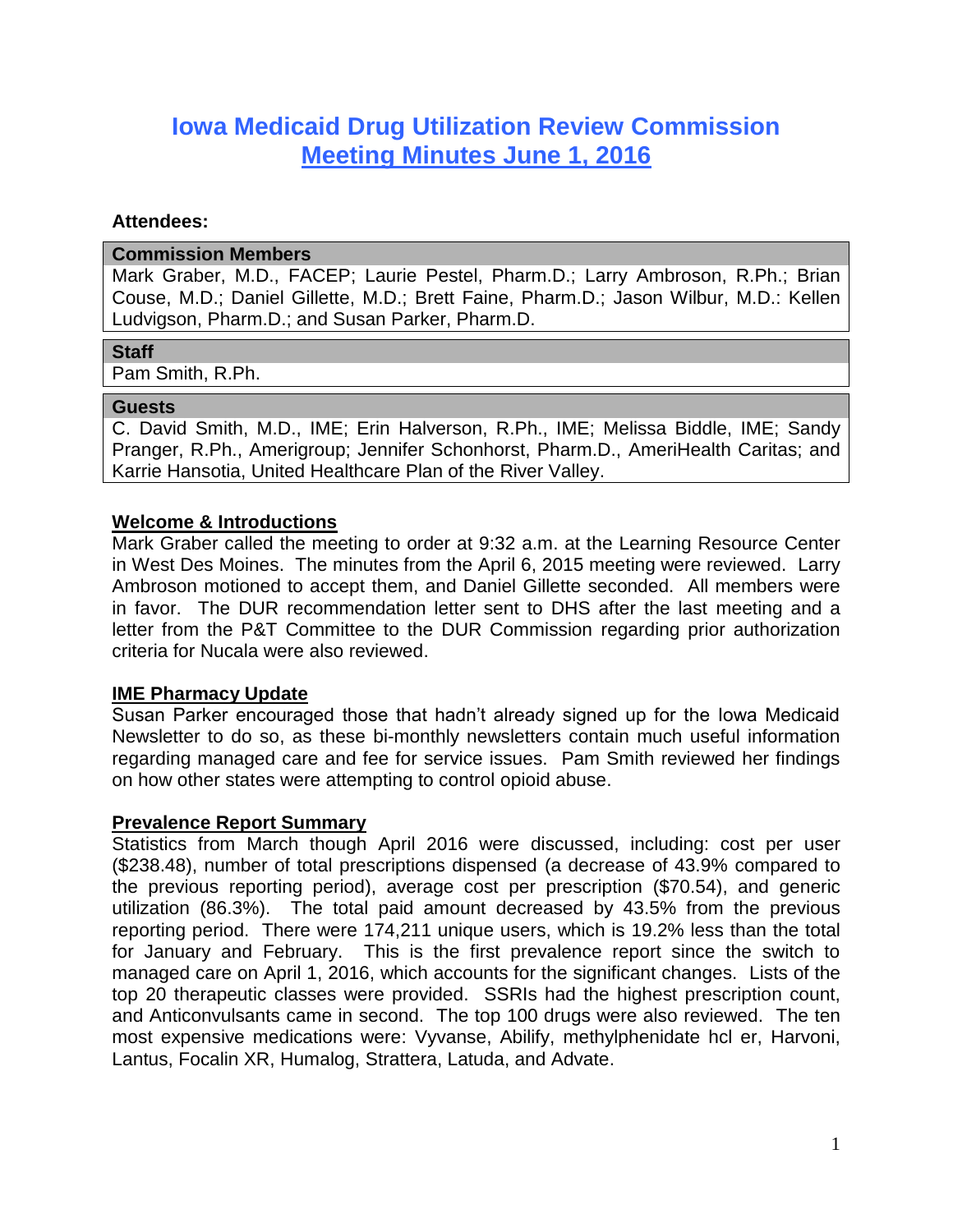# Iowa Medicaid Drug Utilization Review Commission

## Meeting Minutes June 1, 2016

**Attendees:**

| Commission Members |
|---|
| Mark Graber, M.D., FACEP; Laurie Pestel, Pharm.D.; Larry Ambroson, R.Ph.; Brian Couse, M.D.; Daniel Gillette, M.D.; Brett Faine, Pharm.D.; Jason Wilbur, M.D.: Kellen Ludvigson, Pharm.D.; and Susan Parker, Pharm.D. |

| Staff |
|---|
| Pam Smith, R.Ph. |

| Guests |
|---|
| C. David Smith, M.D., IME; Erin Halverson, R.Ph., IME; Melissa Biddle, IME; Sandy Pranger, R.Ph., Amerigroup; Jennifer Schonhorst, Pharm.D., AmeriHealth Caritas; and Karrie Hansotia, United Healthcare Plan of the River Valley. |

### Welcome & Introductions

Mark Graber called the meeting to order at 9:32 a.m. at the Learning Resource Center in West Des Moines. The minutes from the April 6, 2015 meeting were reviewed. Larry Ambroson motioned to accept them, and Daniel Gillette seconded. All members were in favor. The DUR recommendation letter sent to DHS after the last meeting and a letter from the P&T Committee to the DUR Commission regarding prior authorization criteria for Nucala were also reviewed.

### IME Pharmacy Update

Susan Parker encouraged those that hadn't already signed up for the Iowa Medicaid Newsletter to do so, as these bi-monthly newsletters contain much useful information regarding managed care and fee for service issues. Pam Smith reviewed her findings on how other states were attempting to control opioid abuse.

### Prevalence Report Summary

Statistics from March though April 2016 were discussed, including: cost per user ($238.48), number of total prescriptions dispensed (a decrease of 43.9% compared to the previous reporting period), average cost per prescription ($70.54), and generic utilization (86.3%). The total paid amount decreased by 43.5% from the previous reporting period. There were 174,211 unique users, which is 19.2% less than the total for January and February. This is the first prevalence report since the switch to managed care on April 1, 2016, which accounts for the significant changes. Lists of the top 20 therapeutic classes were provided. SSRIs had the highest prescription count, and Anticonvulsants came in second. The top 100 drugs were also reviewed. The ten most expensive medications were: Vyvanse, Abilify, methylphenidate hcl er, Harvoni, Lantus, Focalin XR, Humalog, Strattera, Latuda, and Advate.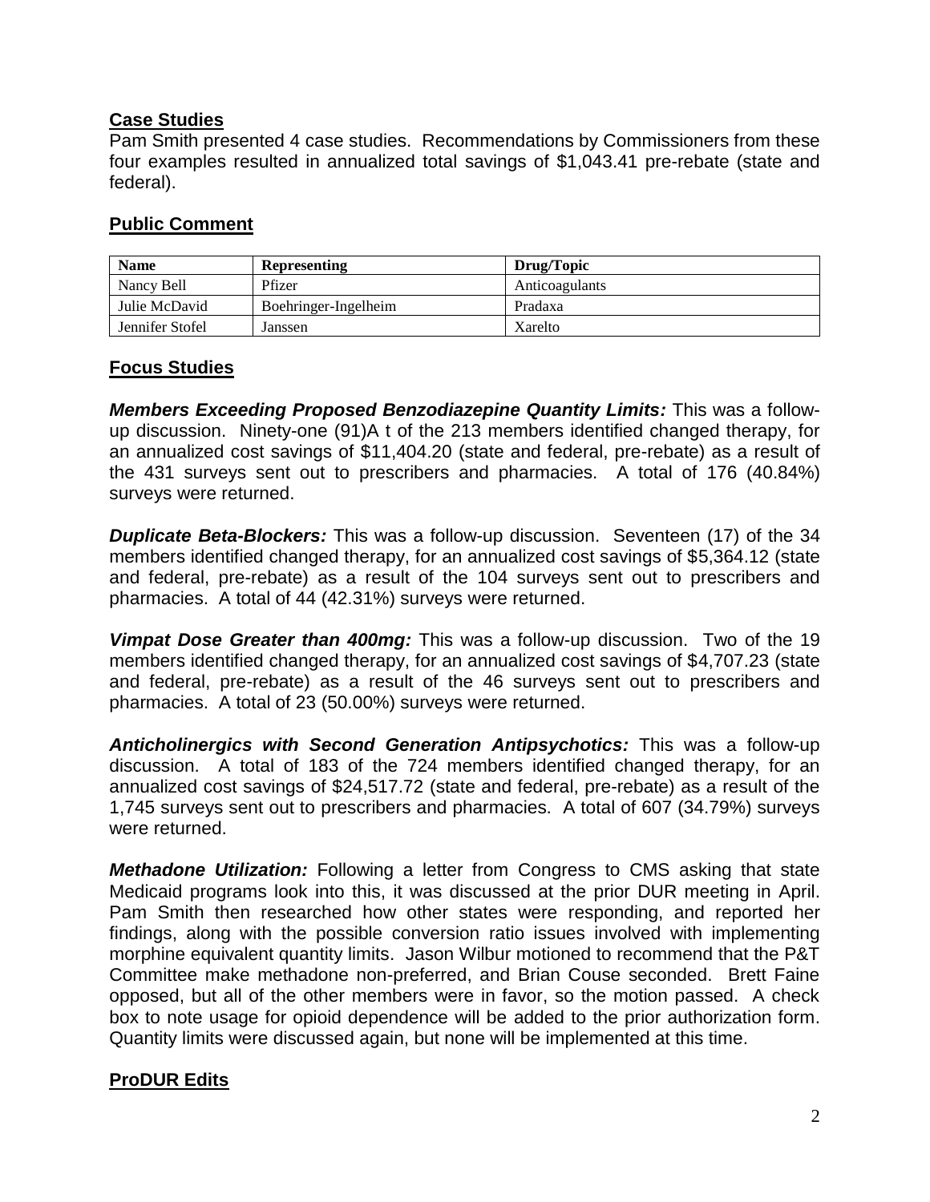## Case Studies

Pam Smith presented 4 case studies. Recommendations by Commissioners from these four examples resulted in annualized total savings of $1,043.41 pre-rebate (state and federal).

## Public Comment

| Name | Representing | Drug/Topic |
|---|---|---|
| Nancy Bell | Pfizer | Anticoagulants |
| Julie McDavid | Boehringer-Ingelheim | Pradaxa |
| Jennifer Stofel | Janssen | Xarelto |

## Focus Studies

***Members Exceeding Proposed Benzodiazepine Quantity Limits:*** This was a follow-up discussion. Ninety-one (91)A t of the 213 members identified changed therapy, for an annualized cost savings of $11,404.20 (state and federal, pre-rebate) as a result of the 431 surveys sent out to prescribers and pharmacies. A total of 176 (40.84%) surveys were returned.

***Duplicate Beta-Blockers:*** This was a follow-up discussion. Seventeen (17) of the 34 members identified changed therapy, for an annualized cost savings of $5,364.12 (state and federal, pre-rebate) as a result of the 104 surveys sent out to prescribers and pharmacies. A total of 44 (42.31%) surveys were returned.

***Vimpat Dose Greater than 400mg:*** This was a follow-up discussion. Two of the 19 members identified changed therapy, for an annualized cost savings of $4,707.23 (state and federal, pre-rebate) as a result of the 46 surveys sent out to prescribers and pharmacies. A total of 23 (50.00%) surveys were returned.

***Anticholinergics with Second Generation Antipsychotics:*** This was a follow-up discussion. A total of 183 of the 724 members identified changed therapy, for an annualized cost savings of $24,517.72 (state and federal, pre-rebate) as a result of the 1,745 surveys sent out to prescribers and pharmacies. A total of 607 (34.79%) surveys were returned.

***Methadone Utilization:*** Following a letter from Congress to CMS asking that state Medicaid programs look into this, it was discussed at the prior DUR meeting in April. Pam Smith then researched how other states were responding, and reported her findings, along with the possible conversion ratio issues involved with implementing morphine equivalent quantity limits. Jason Wilbur motioned to recommend that the P&T Committee make methadone non-preferred, and Brian Couse seconded. Brett Faine opposed, but all of the other members were in favor, so the motion passed. A check box to note usage for opioid dependence will be added to the prior authorization form. Quantity limits were discussed again, but none will be implemented at this time.

## ProDUR Edits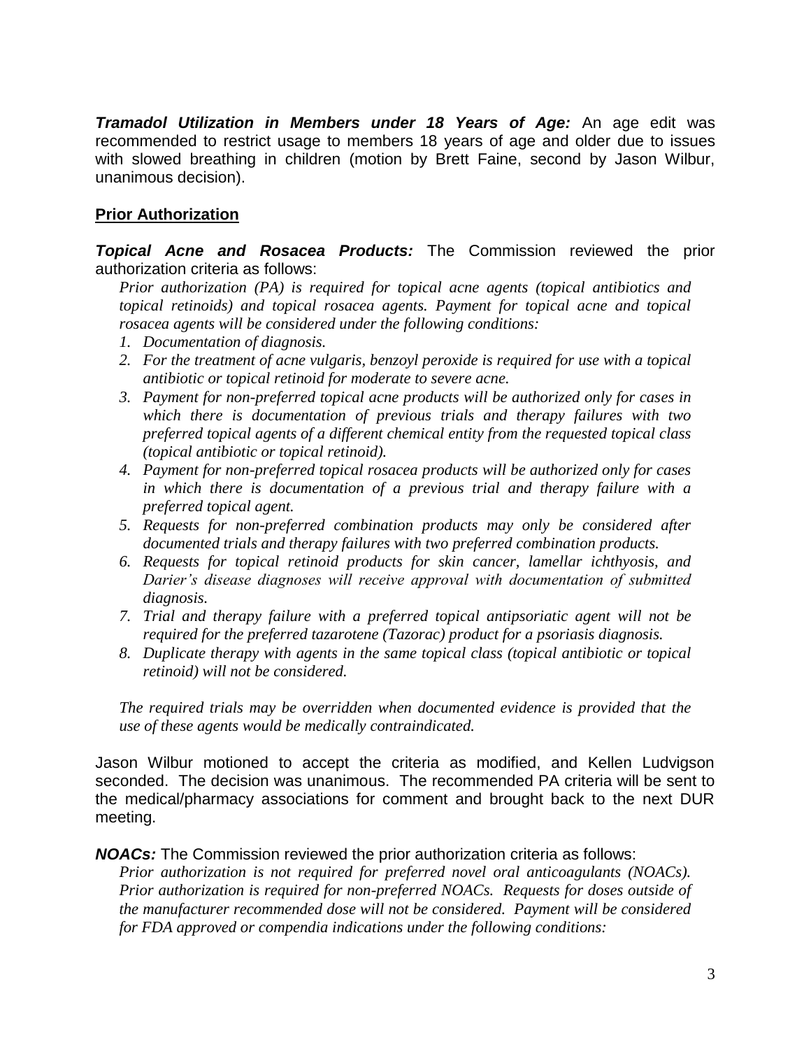***Tramadol Utilization in Members under 18 Years of Age:*** An age edit was recommended to restrict usage to members 18 years of age and older due to issues with slowed breathing in children (motion by Brett Faine, second by Jason Wilbur, unanimous decision).

## Prior Authorization

***Topical Acne and Rosacea Products:*** The Commission reviewed the prior authorization criteria as follows:

*Prior authorization (PA) is required for topical acne agents (topical antibiotics and topical retinoids) and topical rosacea agents. Payment for topical acne and topical rosacea agents will be considered under the following conditions:*

1. *Documentation of diagnosis.*
2. *For the treatment of acne vulgaris, benzoyl peroxide is required for use with a topical antibiotic or topical retinoid for moderate to severe acne.*
3. *Payment for non-preferred topical acne products will be authorized only for cases in which there is documentation of previous trials and therapy failures with two preferred topical agents of a different chemical entity from the requested topical class (topical antibiotic or topical retinoid).*
4. *Payment for non-preferred topical rosacea products will be authorized only for cases in which there is documentation of a previous trial and therapy failure with a preferred topical agent.*
5. *Requests for non-preferred combination products may only be considered after documented trials and therapy failures with two preferred combination products.*
6. *Requests for topical retinoid products for skin cancer, lamellar ichthyosis, and Darier's disease diagnoses will receive approval with documentation of submitted diagnosis.*
7. *Trial and therapy failure with a preferred topical antipsoriatic agent will not be required for the preferred tazarotene (Tazorac) product for a psoriasis diagnosis.*
8. *Duplicate therapy with agents in the same topical class (topical antibiotic or topical retinoid) will not be considered.*

*The required trials may be overridden when documented evidence is provided that the use of these agents would be medically contraindicated.*

Jason Wilbur motioned to accept the criteria as modified, and Kellen Ludvigson seconded. The decision was unanimous. The recommended PA criteria will be sent to the medical/pharmacy associations for comment and brought back to the next DUR meeting.

***NOACs:*** The Commission reviewed the prior authorization criteria as follows:

*Prior authorization is not required for preferred novel oral anticoagulants (NOACs). Prior authorization is required for non-preferred NOACs. Requests for doses outside of the manufacturer recommended dose will not be considered. Payment will be considered for FDA approved or compendia indications under the following conditions:*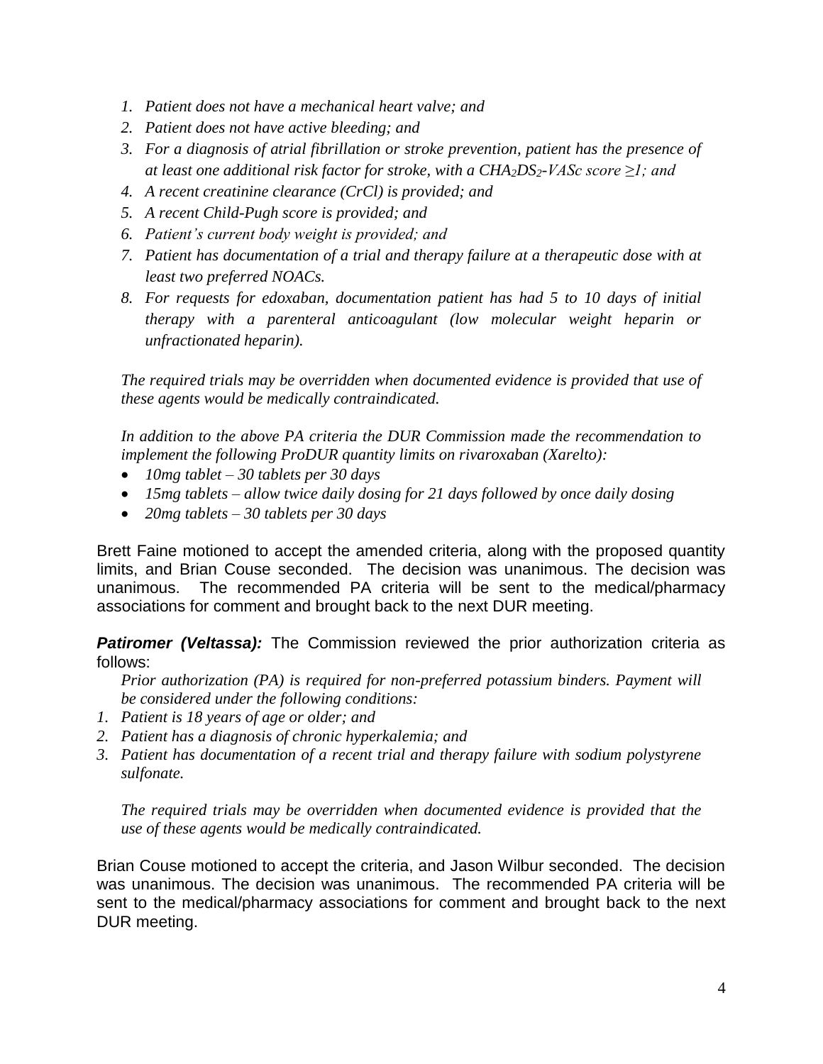1. *Patient does not have a mechanical heart valve; and*
2. *Patient does not have active bleeding; and*
3. *For a diagnosis of atrial fibrillation or stroke prevention, patient has the presence of at least one additional risk factor for stroke, with a $CHA_2DS_2$-VASc score ≥1; and*
4. *A recent creatinine clearance (CrCl) is provided; and*
5. *A recent Child-Pugh score is provided; and*
6. *Patient's current body weight is provided; and*
7. *Patient has documentation of a trial and therapy failure at a therapeutic dose with at least two preferred NOACs.*
8. *For requests for edoxaban, documentation patient has had 5 to 10 days of initial therapy with a parenteral anticoagulant (low molecular weight heparin or unfractionated heparin).*

*The required trials may be overridden when documented evidence is provided that use of these agents would be medically contraindicated.*

*In addition to the above PA criteria the DUR Commission made the recommendation to implement the following ProDUR quantity limits on rivaroxaban (Xarelto):*

- *10mg tablet – 30 tablets per 30 days*
- *15mg tablets – allow twice daily dosing for 21 days followed by once daily dosing*
- *20mg tablets – 30 tablets per 30 days*

Brett Faine motioned to accept the amended criteria, along with the proposed quantity limits, and Brian Couse seconded. The decision was unanimous. The decision was unanimous. The recommended PA criteria will be sent to the medical/pharmacy associations for comment and brought back to the next DUR meeting.

***Patiromer (Veltassa):*** The Commission reviewed the prior authorization criteria as follows:

*Prior authorization (PA) is required for non-preferred potassium binders. Payment will be considered under the following conditions:*

1. *Patient is 18 years of age or older; and*
2. *Patient has a diagnosis of chronic hyperkalemia; and*
3. *Patient has documentation of a recent trial and therapy failure with sodium polystyrene sulfonate.*

*The required trials may be overridden when documented evidence is provided that the use of these agents would be medically contraindicated.*

Brian Couse motioned to accept the criteria, and Jason Wilbur seconded. The decision was unanimous. The decision was unanimous. The recommended PA criteria will be sent to the medical/pharmacy associations for comment and brought back to the next DUR meeting.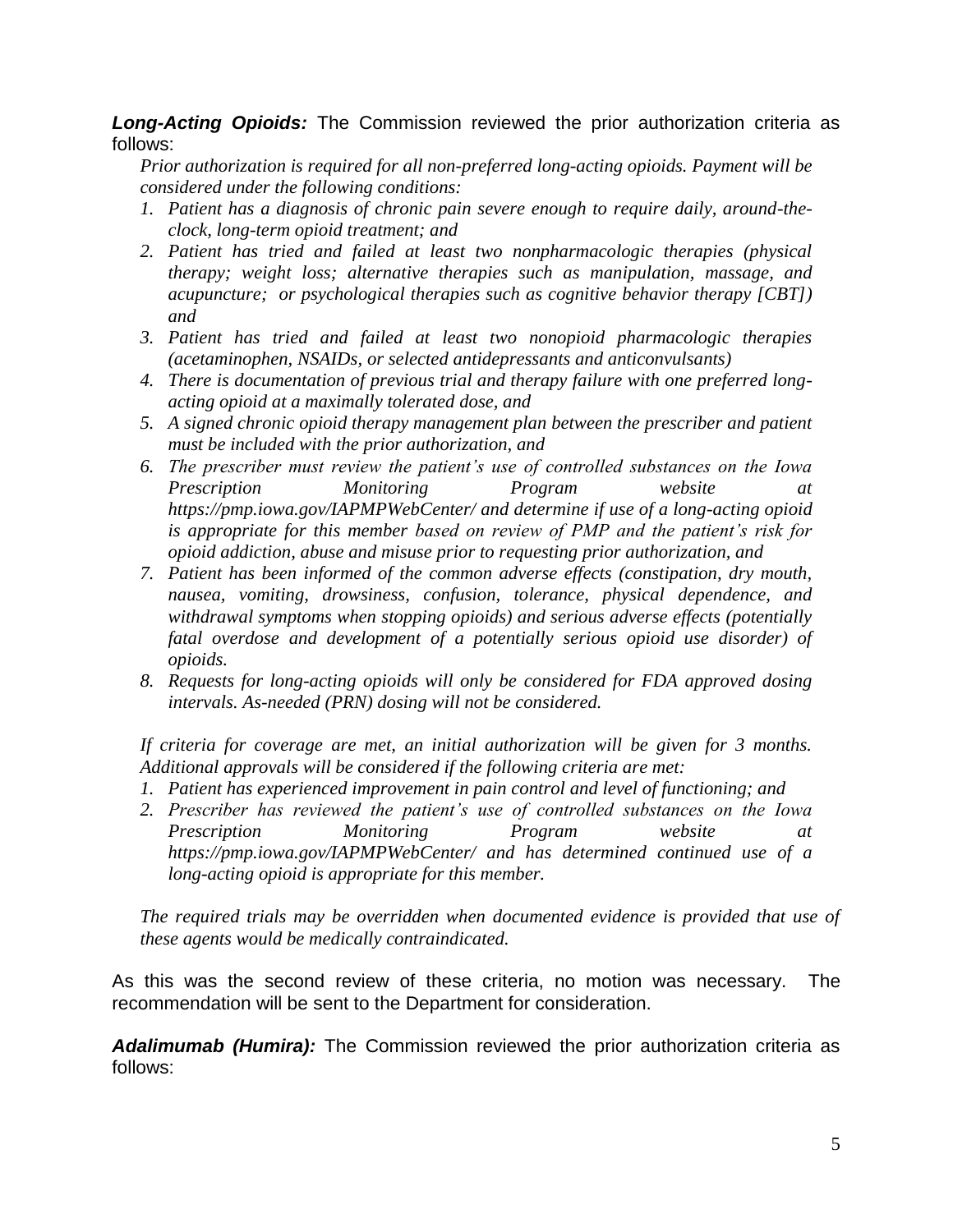***Long-Acting Opioids:*** The Commission reviewed the prior authorization criteria as follows:

*Prior authorization is required for all non-preferred long-acting opioids. Payment will be considered under the following conditions:*

1. *Patient has a diagnosis of chronic pain severe enough to require daily, around-the-clock, long-term opioid treatment; and*
2. *Patient has tried and failed at least two nonpharmacologic therapies (physical therapy; weight loss; alternative therapies such as manipulation, massage, and acupuncture; or psychological therapies such as cognitive behavior therapy [CBT]) and*
3. *Patient has tried and failed at least two nonopioid pharmacologic therapies (acetaminophen, NSAIDs, or selected antidepressants and anticonvulsants)*
4. *There is documentation of previous trial and therapy failure with one preferred long-acting opioid at a maximally tolerated dose, and*
5. *A signed chronic opioid therapy management plan between the prescriber and patient must be included with the prior authorization, and*
6. *The prescriber must review the patient's use of controlled substances on the Iowa Prescription Monitoring Program website at https://pmp.iowa.gov/IAPMPWebCenter/ and determine if use of a long-acting opioid is appropriate for this member based on review of PMP and the patient's risk for opioid addiction, abuse and misuse prior to requesting prior authorization, and*
7. *Patient has been informed of the common adverse effects (constipation, dry mouth, nausea, vomiting, drowsiness, confusion, tolerance, physical dependence, and withdrawal symptoms when stopping opioids) and serious adverse effects (potentially fatal overdose and development of a potentially serious opioid use disorder) of opioids.*
8. *Requests for long-acting opioids will only be considered for FDA approved dosing intervals. As-needed (PRN) dosing will not be considered.*

*If criteria for coverage are met, an initial authorization will be given for 3 months. Additional approvals will be considered if the following criteria are met:*

1. *Patient has experienced improvement in pain control and level of functioning; and*
2. *Prescriber has reviewed the patient's use of controlled substances on the Iowa Prescription Monitoring Program website at https://pmp.iowa.gov/IAPMPWebCenter/ and has determined continued use of a long-acting opioid is appropriate for this member.*

*The required trials may be overridden when documented evidence is provided that use of these agents would be medically contraindicated.*

As this was the second review of these criteria, no motion was necessary. The recommendation will be sent to the Department for consideration.

***Adalimumab (Humira):*** The Commission reviewed the prior authorization criteria as follows: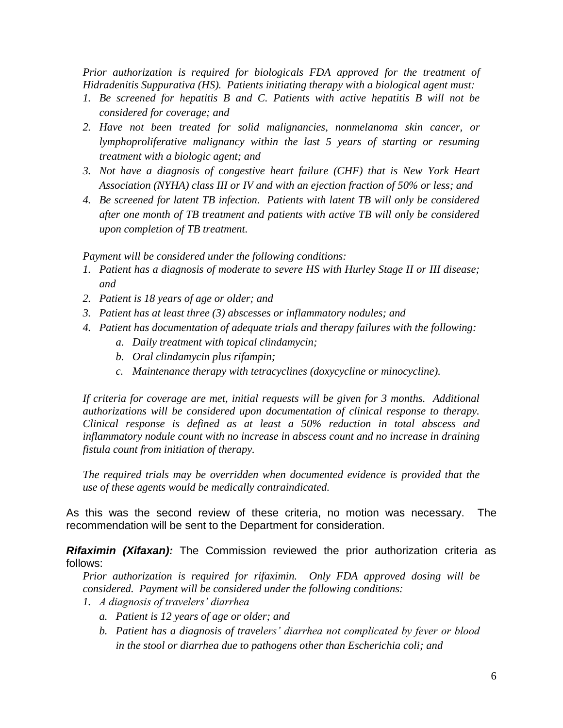*Prior authorization is required for biologicals FDA approved for the treatment of Hidradenitis Suppurativa (HS). Patients initiating therapy with a biological agent must:*

1. *Be screened for hepatitis B and C. Patients with active hepatitis B will not be considered for coverage; and*
2. *Have not been treated for solid malignancies, nonmelanoma skin cancer, or lymphoproliferative malignancy within the last 5 years of starting or resuming treatment with a biologic agent; and*
3. *Not have a diagnosis of congestive heart failure (CHF) that is New York Heart Association (NYHA) class III or IV and with an ejection fraction of 50% or less; and*
4. *Be screened for latent TB infection. Patients with latent TB will only be considered after one month of TB treatment and patients with active TB will only be considered upon completion of TB treatment.*

*Payment will be considered under the following conditions:*

1. *Patient has a diagnosis of moderate to severe HS with Hurley Stage II or III disease; and*
2. *Patient is 18 years of age or older; and*
3. *Patient has at least three (3) abscesses or inflammatory nodules; and*
4. *Patient has documentation of adequate trials and therapy failures with the following:*
   a. *Daily treatment with topical clindamycin;*
   b. *Oral clindamycin plus rifampin;*
   c. *Maintenance therapy with tetracyclines (doxycycline or minocycline).*

*If criteria for coverage are met, initial requests will be given for 3 months. Additional authorizations will be considered upon documentation of clinical response to therapy. Clinical response is defined as at least a 50% reduction in total abscess and inflammatory nodule count with no increase in abscess count and no increase in draining fistula count from initiation of therapy.*

*The required trials may be overridden when documented evidence is provided that the use of these agents would be medically contraindicated.*

As this was the second review of these criteria, no motion was necessary. The recommendation will be sent to the Department for consideration.

***Rifaximin (Xifaxan):*** The Commission reviewed the prior authorization criteria as follows:

*Prior authorization is required for rifaximin. Only FDA approved dosing will be considered. Payment will be considered under the following conditions:*

1. *A diagnosis of travelers' diarrhea*
   a. *Patient is 12 years of age or older; and*
   b. *Patient has a diagnosis of travelers' diarrhea not complicated by fever or blood in the stool or diarrhea due to pathogens other than Escherichia coli; and*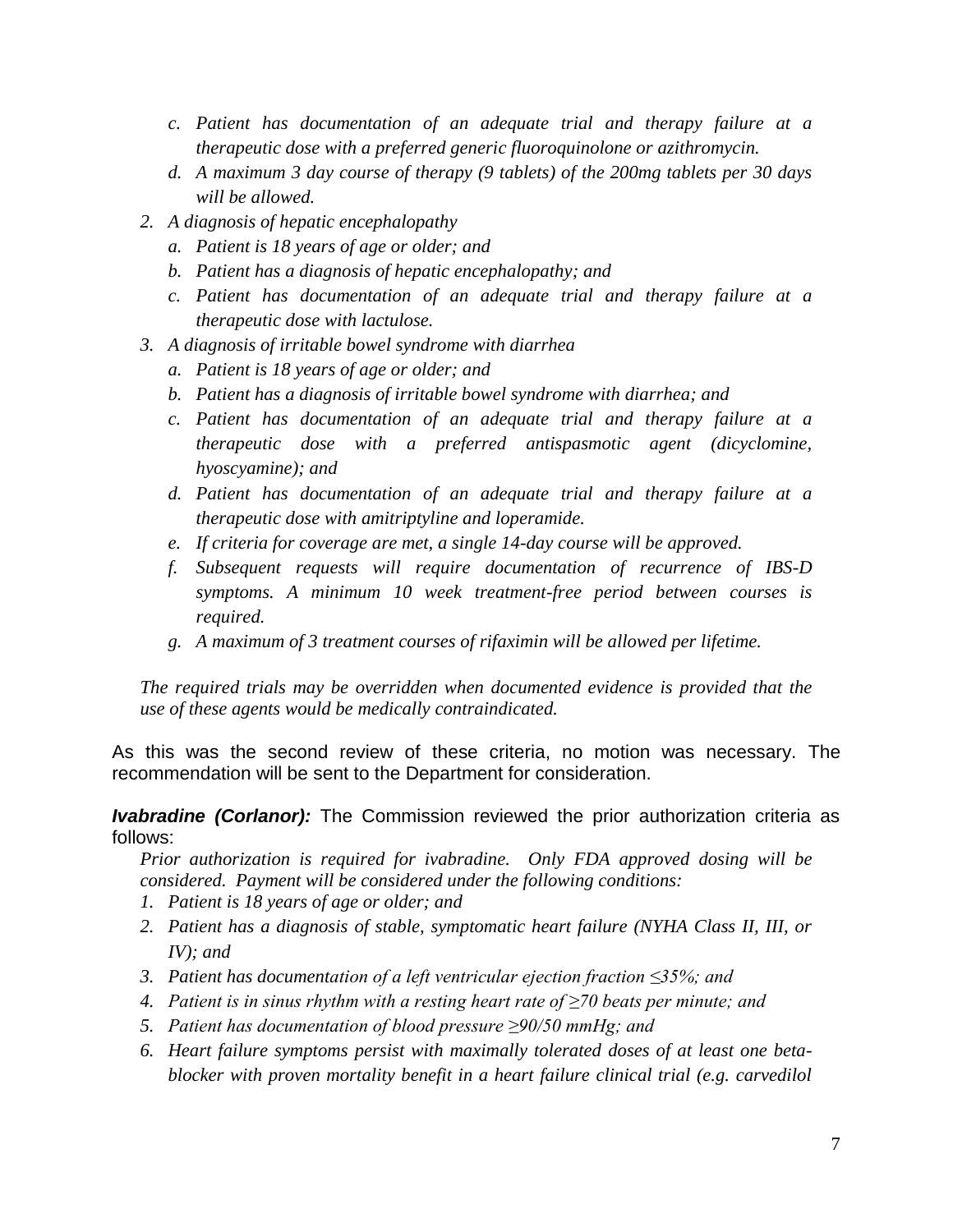c. *Patient has documentation of an adequate trial and therapy failure at a therapeutic dose with a preferred generic fluoroquinolone or azithromycin.*
   d. *A maximum 3 day course of therapy (9 tablets) of the 200mg tablets per 30 days will be allowed.*
2. *A diagnosis of hepatic encephalopathy*
   a. *Patient is 18 years of age or older; and*
   b. *Patient has a diagnosis of hepatic encephalopathy; and*
   c. *Patient has documentation of an adequate trial and therapy failure at a therapeutic dose with lactulose.*
3. *A diagnosis of irritable bowel syndrome with diarrhea*
   a. *Patient is 18 years of age or older; and*
   b. *Patient has a diagnosis of irritable bowel syndrome with diarrhea; and*
   c. *Patient has documentation of an adequate trial and therapy failure at a therapeutic dose with a preferred antispasmotic agent (dicyclomine, hyoscyamine); and*
   d. *Patient has documentation of an adequate trial and therapy failure at a therapeutic dose with amitriptyline and loperamide.*
   e. *If criteria for coverage are met, a single 14-day course will be approved.*
   f. *Subsequent requests will require documentation of recurrence of IBS-D symptoms. A minimum 10 week treatment-free period between courses is required.*
   g. *A maximum of 3 treatment courses of rifaximin will be allowed per lifetime.*

*The required trials may be overridden when documented evidence is provided that the use of these agents would be medically contraindicated.*

As this was the second review of these criteria, no motion was necessary. The recommendation will be sent to the Department for consideration.

***Ivabradine (Corlanor):*** The Commission reviewed the prior authorization criteria as follows:

*Prior authorization is required for ivabradine. Only FDA approved dosing will be considered. Payment will be considered under the following conditions:*

1. *Patient is 18 years of age or older; and*
2. *Patient has a diagnosis of stable, symptomatic heart failure (NYHA Class II, III, or IV); and*
3. *Patient has documentation of a left ventricular ejection fraction ≤35%; and*
4. *Patient is in sinus rhythm with a resting heart rate of ≥70 beats per minute; and*
5. *Patient has documentation of blood pressure ≥90/50 mmHg; and*
6. *Heart failure symptoms persist with maximally tolerated doses of at least one beta-blocker with proven mortality benefit in a heart failure clinical trial (e.g. carvedilol*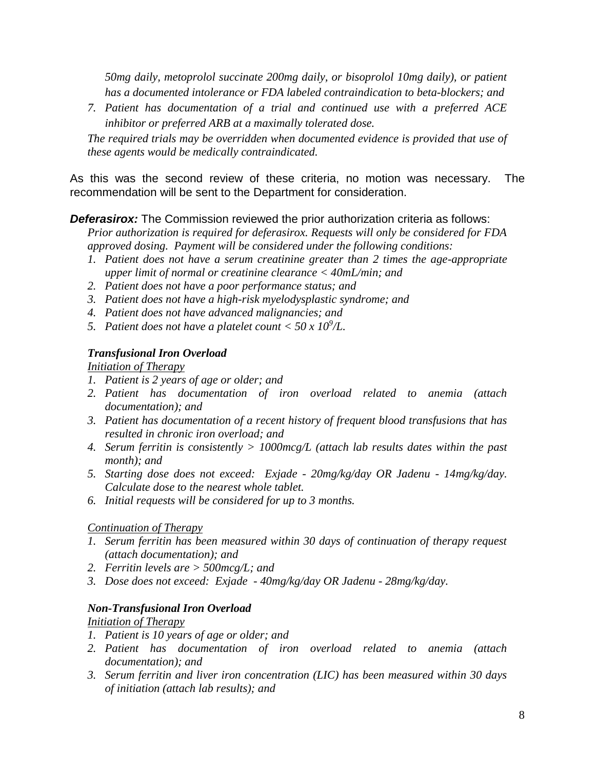*50mg daily, metoprolol succinate 200mg daily, or bisoprolol 10mg daily), or patient has a documented intolerance or FDA labeled contraindication to beta-blockers; and*

7. *Patient has documentation of a trial and continued use with a preferred ACE inhibitor or preferred ARB at a maximally tolerated dose.*

*The required trials may be overridden when documented evidence is provided that use of these agents would be medically contraindicated.*

As this was the second review of these criteria, no motion was necessary. The recommendation will be sent to the Department for consideration.

***Deferasirox:*** The Commission reviewed the prior authorization criteria as follows:

*Prior authorization is required for deferasirox. Requests will only be considered for FDA approved dosing. Payment will be considered under the following conditions:*

1. *Patient does not have a serum creatinine greater than 2 times the age-appropriate upper limit of normal or creatinine clearance < 40mL/min; and*
2. *Patient does not have a poor performance status; and*
3. *Patient does not have a high-risk myelodysplastic syndrome; and*
4. *Patient does not have advanced malignancies; and*
5. *Patient does not have a platelet count < 50 x $10^9$/L.*

***Transfusional Iron Overload***

*Initiation of Therapy*

1. *Patient is 2 years of age or older; and*
2. *Patient has documentation of iron overload related to anemia (attach documentation); and*
3. *Patient has documentation of a recent history of frequent blood transfusions that has resulted in chronic iron overload; and*
4. *Serum ferritin is consistently > 1000mcg/L (attach lab results dates within the past month); and*
5. *Starting dose does not exceed: Exjade - 20mg/kg/day OR Jadenu - 14mg/kg/day. Calculate dose to the nearest whole tablet.*
6. *Initial requests will be considered for up to 3 months.*

*Continuation of Therapy*

1. *Serum ferritin has been measured within 30 days of continuation of therapy request (attach documentation); and*
2. *Ferritin levels are > 500mcg/L; and*
3. *Dose does not exceed: Exjade - 40mg/kg/day OR Jadenu - 28mg/kg/day.*

***Non-Transfusional Iron Overload***

*Initiation of Therapy*

1. *Patient is 10 years of age or older; and*
2. *Patient has documentation of iron overload related to anemia (attach documentation); and*
3. *Serum ferritin and liver iron concentration (LIC) has been measured within 30 days of initiation (attach lab results); and*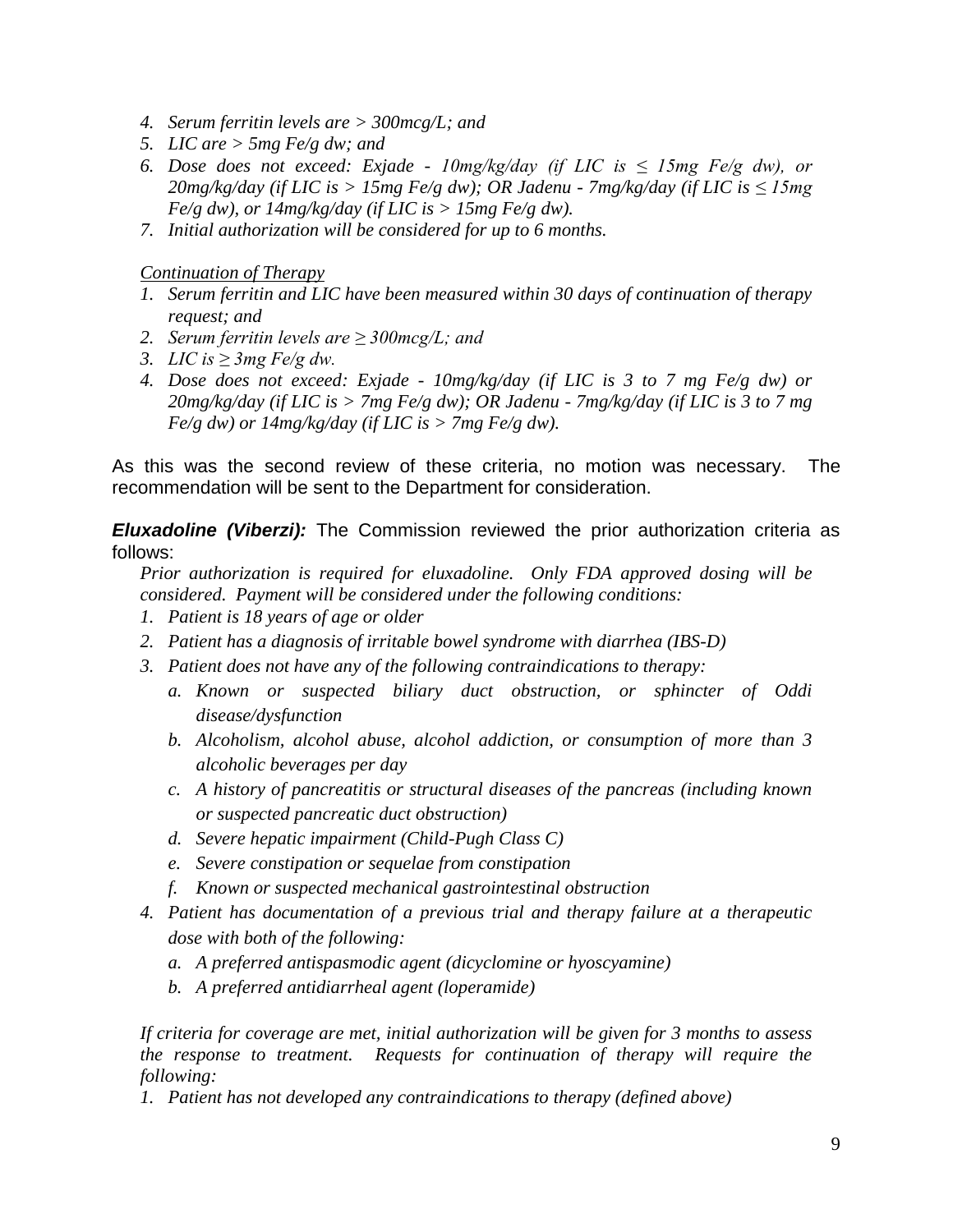4. *Serum ferritin levels are > 300mcg/L; and*
5. *LIC are > 5mg Fe/g dw; and*
6. *Dose does not exceed: Exjade - 10mg/kg/day (if LIC is ≤ 15mg Fe/g dw), or 20mg/kg/day (if LIC is > 15mg Fe/g dw); OR Jadenu - 7mg/kg/day (if LIC is ≤ 15mg Fe/g dw), or 14mg/kg/day (if LIC is > 15mg Fe/g dw).*
7. *Initial authorization will be considered for up to 6 months.*

*Continuation of Therapy*

1. *Serum ferritin and LIC have been measured within 30 days of continuation of therapy request; and*
2. *Serum ferritin levels are ≥ 300mcg/L; and*
3. *LIC is ≥ 3mg Fe/g dw.*
4. *Dose does not exceed: Exjade - 10mg/kg/day (if LIC is 3 to 7 mg Fe/g dw) or 20mg/kg/day (if LIC is > 7mg Fe/g dw); OR Jadenu - 7mg/kg/day (if LIC is 3 to 7 mg Fe/g dw) or 14mg/kg/day (if LIC is > 7mg Fe/g dw).*

As this was the second review of these criteria, no motion was necessary. The recommendation will be sent to the Department for consideration.

***Eluxadoline (Viberzi):*** The Commission reviewed the prior authorization criteria as follows:

*Prior authorization is required for eluxadoline. Only FDA approved dosing will be considered. Payment will be considered under the following conditions:*

1. *Patient is 18 years of age or older*
2. *Patient has a diagnosis of irritable bowel syndrome with diarrhea (IBS-D)*
3. *Patient does not have any of the following contraindications to therapy:*
   a. *Known or suspected biliary duct obstruction, or sphincter of Oddi disease/dysfunction*
   b. *Alcoholism, alcohol abuse, alcohol addiction, or consumption of more than 3 alcoholic beverages per day*
   c. *A history of pancreatitis or structural diseases of the pancreas (including known or suspected pancreatic duct obstruction)*
   d. *Severe hepatic impairment (Child-Pugh Class C)*
   e. *Severe constipation or sequelae from constipation*
   f. *Known or suspected mechanical gastrointestinal obstruction*
4. *Patient has documentation of a previous trial and therapy failure at a therapeutic dose with both of the following:*
   a. *A preferred antispasmodic agent (dicyclomine or hyoscyamine)*
   b. *A preferred antidiarrheal agent (loperamide)*

*If criteria for coverage are met, initial authorization will be given for 3 months to assess the response to treatment. Requests for continuation of therapy will require the following:*

1. *Patient has not developed any contraindications to therapy (defined above)*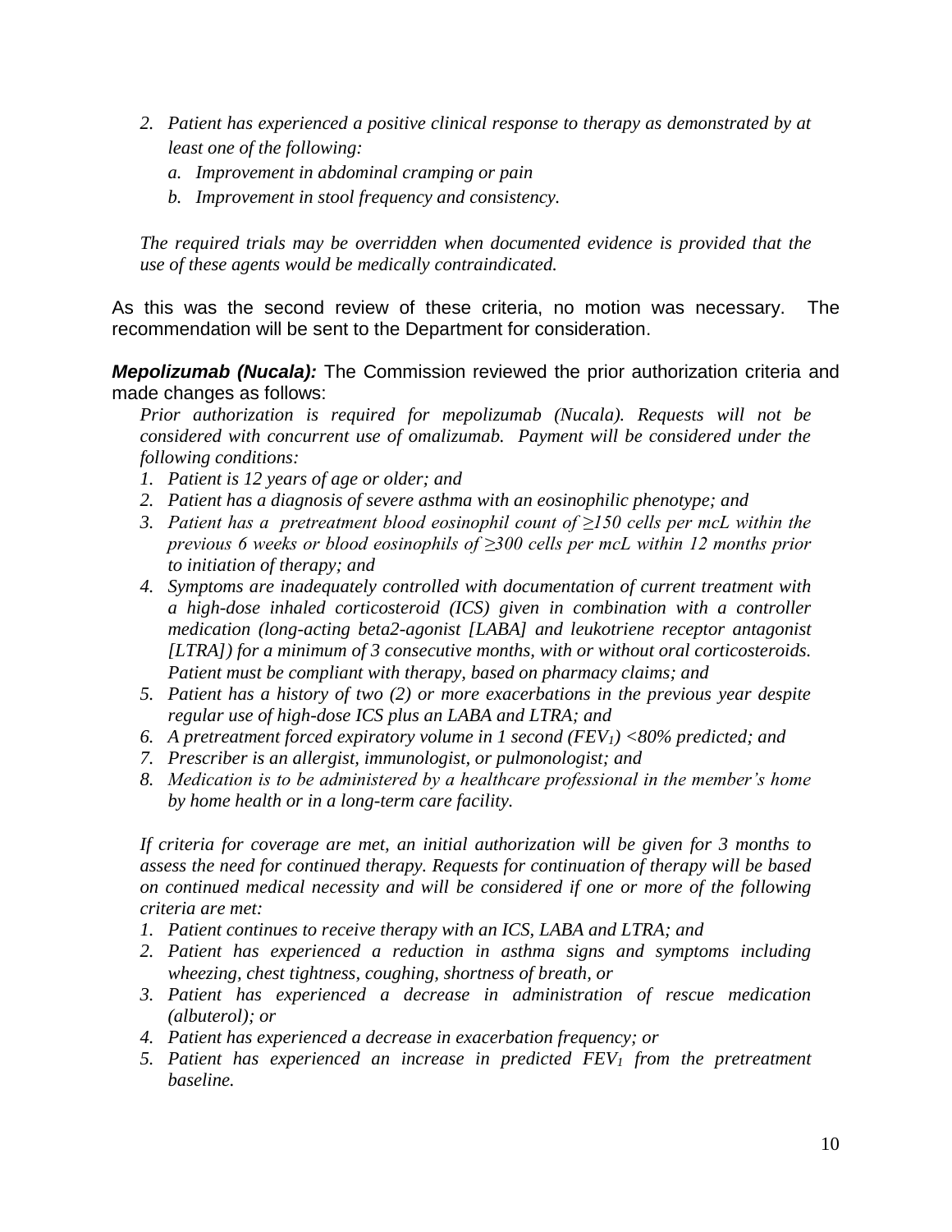2. *Patient has experienced a positive clinical response to therapy as demonstrated by at least one of the following:*
   a. *Improvement in abdominal cramping or pain*
   b. *Improvement in stool frequency and consistency.*

*The required trials may be overridden when documented evidence is provided that the use of these agents would be medically contraindicated.*

As this was the second review of these criteria, no motion was necessary. The recommendation will be sent to the Department for consideration.

***Mepolizumab (Nucala):*** The Commission reviewed the prior authorization criteria and made changes as follows:

*Prior authorization is required for mepolizumab (Nucala). Requests will not be considered with concurrent use of omalizumab. Payment will be considered under the following conditions:*

1. *Patient is 12 years of age or older; and*
2. *Patient has a diagnosis of severe asthma with an eosinophilic phenotype; and*
3. *Patient has a pretreatment blood eosinophil count of ≥150 cells per mcL within the previous 6 weeks or blood eosinophils of ≥300 cells per mcL within 12 months prior to initiation of therapy; and*
4. *Symptoms are inadequately controlled with documentation of current treatment with a high-dose inhaled corticosteroid (ICS) given in combination with a controller medication (long-acting beta2-agonist [LABA] and leukotriene receptor antagonist [LTRA]) for a minimum of 3 consecutive months, with or without oral corticosteroids. Patient must be compliant with therapy, based on pharmacy claims; and*
5. *Patient has a history of two (2) or more exacerbations in the previous year despite regular use of high-dose ICS plus an LABA and LTRA; and*
6. *A pretreatment forced expiratory volume in 1 second ($FEV_1$) <80% predicted; and*
7. *Prescriber is an allergist, immunologist, or pulmonologist; and*
8. *Medication is to be administered by a healthcare professional in the member's home by home health or in a long-term care facility.*

*If criteria for coverage are met, an initial authorization will be given for 3 months to assess the need for continued therapy. Requests for continuation of therapy will be based on continued medical necessity and will be considered if one or more of the following criteria are met:*

1. *Patient continues to receive therapy with an ICS, LABA and LTRA; and*
2. *Patient has experienced a reduction in asthma signs and symptoms including wheezing, chest tightness, coughing, shortness of breath, or*
3. *Patient has experienced a decrease in administration of rescue medication (albuterol); or*
4. *Patient has experienced a decrease in exacerbation frequency; or*
5. *Patient has experienced an increase in predicted $FEV_1$ from the pretreatment baseline.*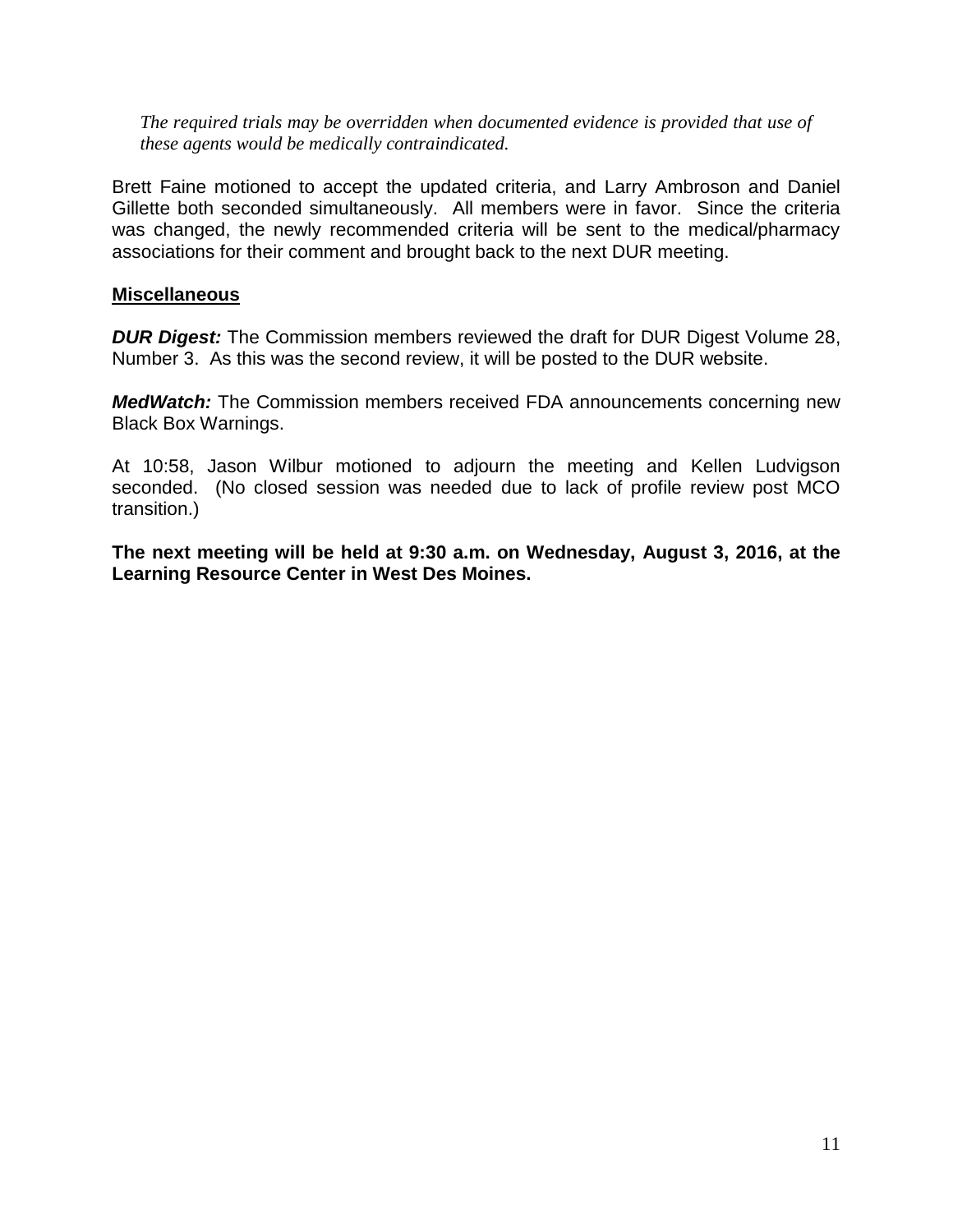*The required trials may be overridden when documented evidence is provided that use of these agents would be medically contraindicated.*

Brett Faine motioned to accept the updated criteria, and Larry Ambroson and Daniel Gillette both seconded simultaneously. All members were in favor. Since the criteria was changed, the newly recommended criteria will be sent to the medical/pharmacy associations for their comment and brought back to the next DUR meeting.

## Miscellaneous

***DUR Digest:*** The Commission members reviewed the draft for DUR Digest Volume 28, Number 3. As this was the second review, it will be posted to the DUR website.

***MedWatch:*** The Commission members received FDA announcements concerning new Black Box Warnings.

At 10:58, Jason Wilbur motioned to adjourn the meeting and Kellen Ludvigson seconded. (No closed session was needed due to lack of profile review post MCO transition.)

**The next meeting will be held at 9:30 a.m. on Wednesday, August 3, 2016, at the Learning Resource Center in West Des Moines.**